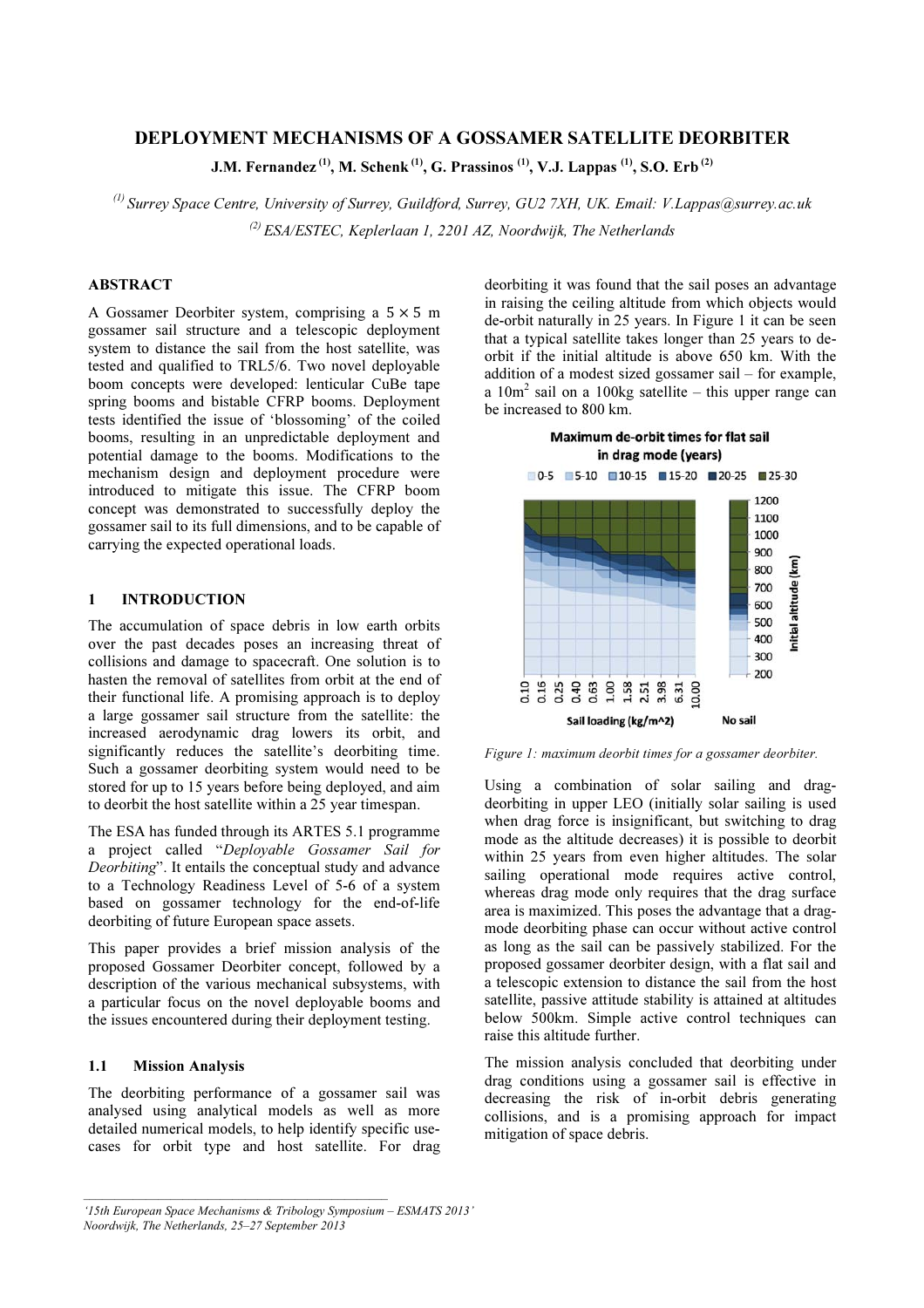# DEPLOYMENT MECHANISMS OF A GOSSAMER SATELLITE DEORBITER

**J.M. Fernandez [1], M. Schenk [1], G. Prassinos [1], V.J. Lappas [1], S.O. Erb [2]**

*[1] Surrey Space Centre, University of Surrey, Guildford, Surrey, GU2 7XH, UK. Email: V.Lappas@surrey.ac.uk*

*[2] ESA/ESTEC, Keplerlaan 1, 2201 AZ, Noordwijk, The Netherlands*

## ABSTRACT

A Gossamer Deorbiter system, comprising a $5 \times 5$ m gossamer sail structure and a telescopic deployment system to distance the sail from the host satellite, was tested and qualified to TRL5/6. Two novel deployable boom concepts were developed: lenticular CuBe tape spring booms and bistable CFRP booms. Deployment tests identified the issue of 'blossoming' of the coiled booms, resulting in an unpredictable deployment and potential damage to the booms. Modifications to the mechanism design and deployment procedure were introduced to mitigate this issue. The CFRP boom concept was demonstrated to successfully deploy the gossamer sail to its full dimensions, and to be capable of carrying the expected operational loads.

## 1 INTRODUCTION

The accumulation of space debris in low earth orbits over the past decades poses an increasing threat of collisions and damage to spacecraft. One solution is to hasten the removal of satellites from orbit at the end of their functional life. A promising approach is to deploy a large gossamer sail structure from the satellite: the increased aerodynamic drag lowers its orbit, and significantly reduces the satellite's deorbiting time. Such a gossamer deorbiting system would need to be stored for up to 15 years before being deployed, and aim to deorbit the host satellite within a 25 year timespan.

The ESA has funded through its ARTES 5.1 programme a project called "*Deployable Gossamer Sail for Deorbiting*". It entails the conceptual study and advance to a Technology Readiness Level of 5-6 of a system based on gossamer technology for the end-of-life deorbiting of future European space assets.

This paper provides a brief mission analysis of the proposed Gossamer Deorbiter concept, followed by a description of the various mechanical subsystems, with a particular focus on the novel deployable booms and the issues encountered during their deployment testing.

### 1.1 Mission Analysis

The deorbiting performance of a gossamer sail was analysed using analytical models as well as more detailed numerical models, to help identify specific use-cases for orbit type and host satellite. For drag deorbiting it was found that the sail poses an advantage in raising the ceiling altitude from which objects would de-orbit naturally in 25 years. In Figure 1 it can be seen that a typical satellite takes longer than 25 years to de-orbit if the initial altitude is above 650 km. With the addition of a modest sized gossamer sail – for example, a $10m^2$ sail on a 100kg satellite – this upper range can be increased to 800 km.

*Figure 1: maximum deorbit times for a gossamer deorbiter.*

Using a combination of solar sailing and drag-deorbiting in upper LEO (initially solar sailing is used when drag force is insignificant, but switching to drag mode as the altitude decreases) it is possible to deorbit within 25 years from even higher altitudes. The solar sailing operational mode requires active control, whereas drag mode only requires that the drag surface area is maximized. This poses the advantage that a drag-mode deorbiting phase can occur without active control as long as the sail can be passively stabilized. For the proposed gossamer deorbiter design, with a flat sail and a telescopic extension to distance the sail from the host satellite, passive attitude stability is attained at altitudes below 500km. Simple active control techniques can raise this altitude further.

The mission analysis concluded that deorbiting under drag conditions using a gossamer sail is effective in decreasing the risk of in-orbit debris generating collisions, and is a promising approach for impact mitigation of space debris.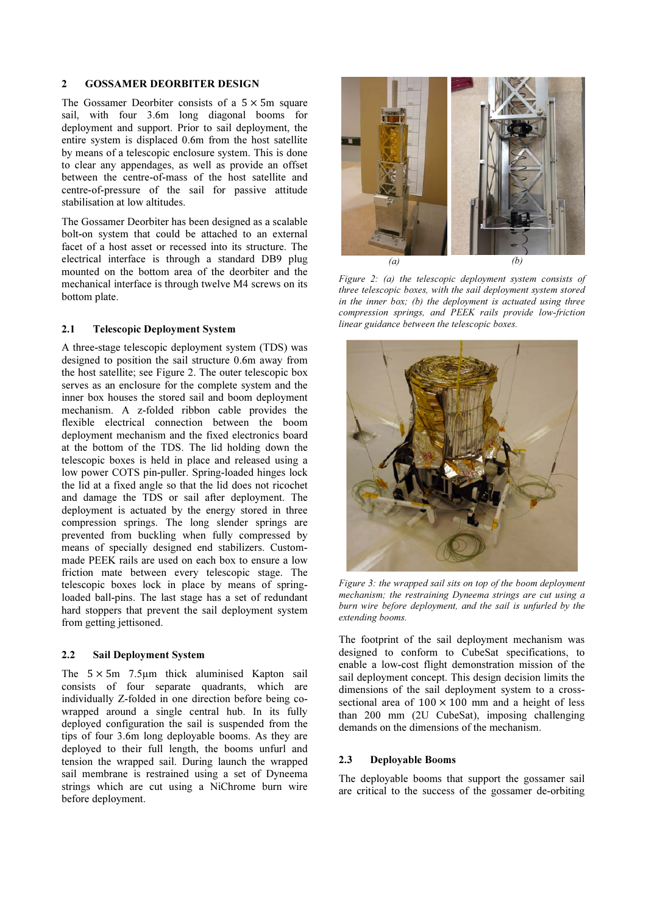## 2 GOSSAMER DEORBITER DESIGN

The Gossamer Deorbiter consists of a $5 \times 5$m square sail, with four 3.6m long diagonal booms for deployment and support. Prior to sail deployment, the entire system is displaced 0.6m from the host satellite by means of a telescopic enclosure system. This is done to clear any appendages, as well as provide an offset between the centre-of-mass of the host satellite and centre-of-pressure of the sail for passive attitude stabilisation at low altitudes.

The Gossamer Deorbiter has been designed as a scalable bolt-on system that could be attached to an external facet of a host asset or recessed into its structure. The electrical interface is through a standard DB9 plug mounted on the bottom area of the deorbiter and the mechanical interface is through twelve M4 screws on its bottom plate.

### 2.1 Telescopic Deployment System

A three-stage telescopic deployment system (TDS) was designed to position the sail structure 0.6m away from the host satellite; see Figure 2. The outer telescopic box serves as an enclosure for the complete system and the inner box houses the stored sail and boom deployment mechanism. A z-folded ribbon cable provides the flexible electrical connection between the boom deployment mechanism and the fixed electronics board at the bottom of the TDS. The lid holding down the telescopic boxes is held in place and released using a low power COTS pin-puller. Spring-loaded hinges lock the lid at a fixed angle so that the lid does not ricochet and damage the TDS or sail after deployment. The deployment is actuated by the energy stored in three compression springs. The long slender springs are prevented from buckling when fully compressed by means of specially designed end stabilizers. Custom-made PEEK rails are used on each box to ensure a low friction mate between every telescopic stage. The telescopic boxes lock in place by means of spring-loaded ball-pins. The last stage has a set of redundant hard stoppers that prevent the sail deployment system from getting jettisoned.

*(a)* *(b)*

*Figure 2: (a) the telescopic deployment system consists of three telescopic boxes, with the sail deployment system stored in the inner box; (b) the deployment is actuated using three compression springs, and PEEK rails provide low-friction linear guidance between the telescopic boxes.*

*Figure 3: the wrapped sail sits on top of the boom deployment mechanism; the restraining Dyneema strings are cut using a burn wire before deployment, and the sail is unfurled by the extending booms.*

### 2.2 Sail Deployment System

The $5 \times 5$m 7.5μm thick aluminised Kapton sail consists of four separate quadrants, which are individually Z-folded in one direction before being co-wrapped around a single central hub. In its fully deployed configuration the sail is suspended from the tips of four 3.6m long deployable booms. As they are deployed to their full length, the booms unfurl and tension the wrapped sail. During launch the wrapped sail membrane is restrained using a set of Dyneema strings which are cut using a NiChrome burn wire before deployment.

The footprint of the sail deployment mechanism was designed to conform to CubeSat specifications, to enable a low-cost flight demonstration mission of the sail deployment concept. This design decision limits the dimensions of the sail deployment system to a cross-sectional area of $100 \times 100$ mm and a height of less than 200 mm (2U CubeSat), imposing challenging demands on the dimensions of the mechanism.

### 2.3 Deployable Booms

The deployable booms that support the gossamer sail are critical to the success of the gossamer de-orbiting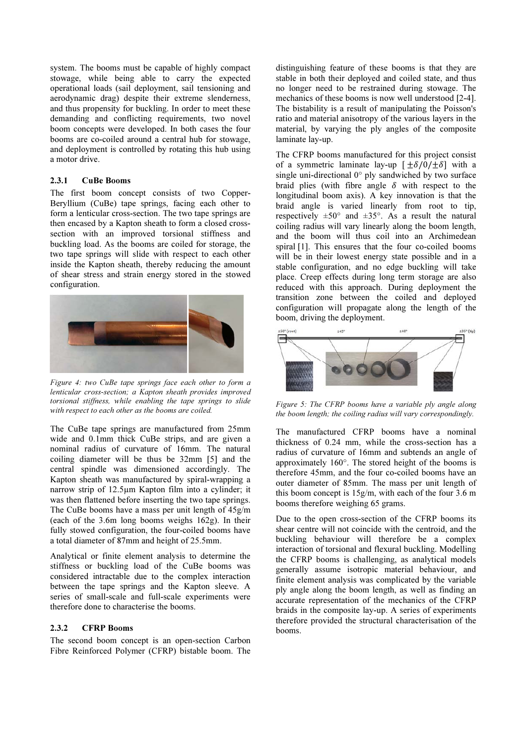system. The booms must be capable of highly compact stowage, while being able to carry the expected operational loads (sail deployment, sail tensioning and aerodynamic drag) despite their extreme slenderness, and thus propensity for buckling. In order to meet these demanding and conflicting requirements, two novel boom concepts were developed. In both cases the four booms are co-coiled around a central hub for stowage, and deployment is controlled by rotating this hub using a motor drive.

#### 2.3.1 CuBe Booms

The first boom concept consists of two Copper-Beryllium (CuBe) tape springs, facing each other to form a lenticular cross-section. The two tape springs are then encased by a Kapton sheath to form a closed cross-section with an improved torsional stiffness and buckling load. As the booms are coiled for storage, the two tape springs will slide with respect to each other inside the Kapton sheath, thereby reducing the amount of shear stress and strain energy stored in the stowed configuration.

*Figure 4: two CuBe tape springs face each other to form a lenticular cross-section; a Kapton sheath provides improved torsional stiffness, while enabling the tape springs to slide with respect to each other as the booms are coiled.*

The CuBe tape springs are manufactured from 25mm wide and 0.1mm thick CuBe strips, and are given a nominal radius of curvature of 16mm. The natural coiling diameter will be thus be 32mm [5] and the central spindle was dimensioned accordingly. The Kapton sheath was manufactured by spiral-wrapping a narrow strip of 12.5μm Kapton film into a cylinder; it was then flattened before inserting the two tape springs. The CuBe booms have a mass per unit length of 45g/m (each of the 3.6m long booms weighs 162g). In their fully stowed configuration, the four-coiled booms have a total diameter of 87mm and height of 25.5mm.

Analytical or finite element analysis to determine the stiffness or buckling load of the CuBe booms was considered intractable due to the complex interaction between the tape springs and the Kapton sleeve. A series of small-scale and full-scale experiments were therefore done to characterise the booms.

#### 2.3.2 CFRP Booms

The second boom concept is an open-section Carbon Fibre Reinforced Polymer (CFRP) bistable boom. The distinguishing feature of these booms is that they are stable in both their deployed and coiled state, and thus no longer need to be restrained during stowage. The mechanics of these booms is now well understood [2-4]. The bistability is a result of manipulating the Poisson's ratio and material anisotropy of the various layers in the material, by varying the ply angles of the composite laminate lay-up.

The CFRP booms manufactured for this project consist of a symmetric laminate lay-up $[\pm\delta/0/\pm\delta]$ with a single uni-directional 0° ply sandwiched by two surface braid plies (with fibre angle $\delta$ with respect to the longitudinal boom axis). A key innovation is that the braid angle is varied linearly from root to tip, respectively ±50° and ±35°. As a result the natural coiling radius will vary linearly along the boom length, and the boom will thus coil into an Archimedean spiral [1]. This ensures that the four co-coiled booms will be in their lowest energy state possible and in a stable configuration, and no edge buckling will take place. Creep effects during long term storage are also reduced with this approach. During deployment the transition zone between the coiled and deployed configuration will propagate along the length of the boom, driving the deployment.

*Figure 5: The CFRP booms have a variable ply angle along the boom length; the coiling radius will vary correspondingly.*

The manufactured CFRP booms have a nominal thickness of 0.24 mm, while the cross-section has a radius of curvature of 16mm and subtends an angle of approximately 160°. The stored height of the booms is therefore 45mm, and the four co-coiled booms have an outer diameter of 85mm. The mass per unit length of this boom concept is 15g/m, with each of the four 3.6 m booms therefore weighing 65 grams.

Due to the open cross-section of the CFRP booms its shear centre will not coincide with the centroid, and the buckling behaviour will therefore be a complex interaction of torsional and flexural buckling. Modelling the CFRP booms is challenging, as analytical models generally assume isotropic material behaviour, and finite element analysis was complicated by the variable ply angle along the boom length, as well as finding an accurate representation of the mechanics of the CFRP braids in the composite lay-up. A series of experiments therefore provided the structural characterisation of the booms.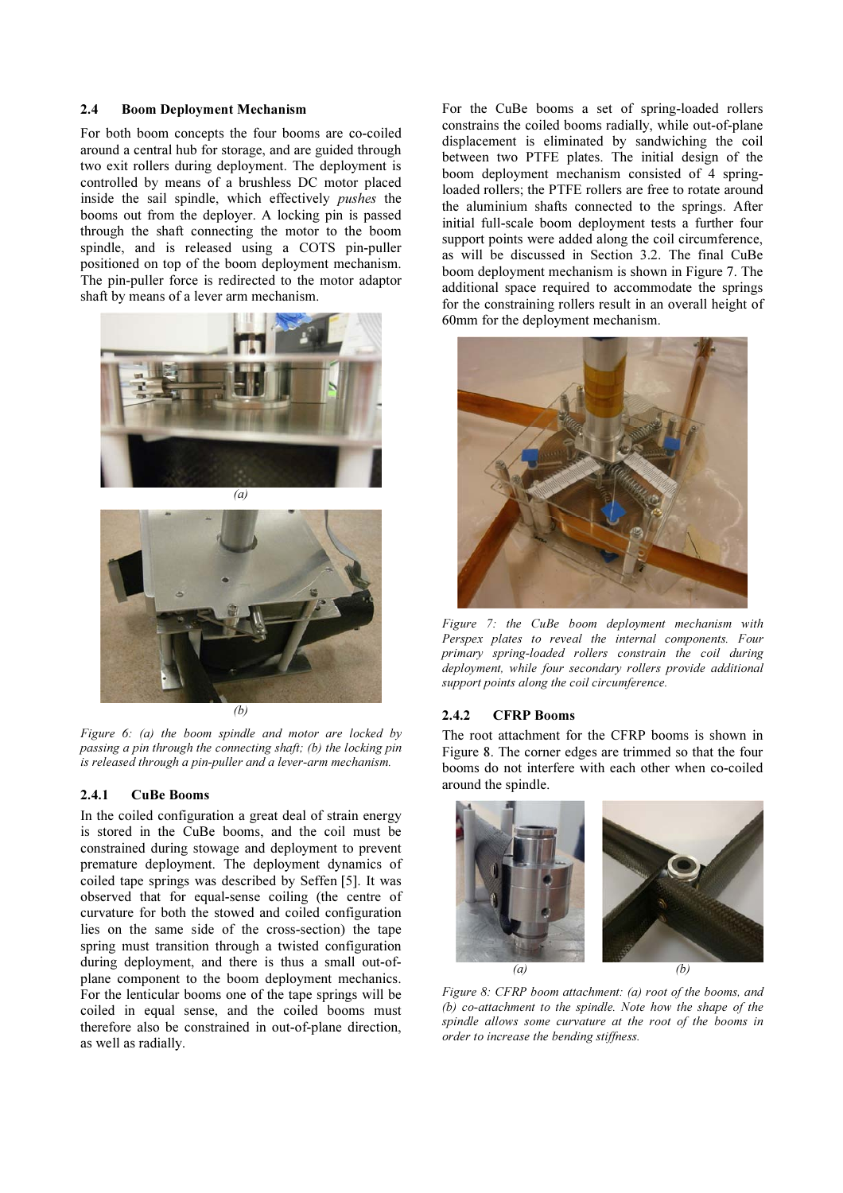### 2.4 Boom Deployment Mechanism

For both boom concepts the four booms are co-coiled around a central hub for storage, and are guided through two exit rollers during deployment. The deployment is controlled by means of a brushless DC motor placed inside the sail spindle, which effectively *pushes* the booms out from the deployer. A locking pin is passed through the shaft connecting the motor to the boom spindle, and is released using a COTS pin-puller positioned on top of the boom deployment mechanism. The pin-puller force is redirected to the motor adaptor shaft by means of a lever arm mechanism.

*(a)*

*(b)*

*Figure 6: (a) the boom spindle and motor are locked by passing a pin through the connecting shaft; (b) the locking pin is released through a pin-puller and a lever-arm mechanism.*

#### 2.4.1 CuBe Booms

In the coiled configuration a great deal of strain energy is stored in the CuBe booms, and the coil must be constrained during stowage and deployment to prevent premature deployment. The deployment dynamics of coiled tape springs was described by Seffen [5]. It was observed that for equal-sense coiling (the centre of curvature for both the stowed and coiled configuration lies on the same side of the cross-section) the tape spring must transition through a twisted configuration during deployment, and there is thus a small out-of-plane component to the boom deployment mechanics. For the lenticular booms one of the tape springs will be coiled in equal sense, and the coiled booms must therefore also be constrained in out-of-plane direction, as well as radially.

For the CuBe booms a set of spring-loaded rollers constrains the coiled booms radially, while out-of-plane displacement is eliminated by sandwiching the coil between two PTFE plates. The initial design of the boom deployment mechanism consisted of 4 spring-loaded rollers; the PTFE rollers are free to rotate around the aluminium shafts connected to the springs. After initial full-scale boom deployment tests a further four support points were added along the coil circumference, as will be discussed in Section 3.2. The final CuBe boom deployment mechanism is shown in Figure 7. The additional space required to accommodate the springs for the constraining rollers result in an overall height of 60mm for the deployment mechanism.

*Figure 7: the CuBe boom deployment mechanism with Perspex plates to reveal the internal components. Four primary spring-loaded rollers constrain the coil during deployment, while four secondary rollers provide additional support points along the coil circumference.*

#### 2.4.2 CFRP Booms

The root attachment for the CFRP booms is shown in Figure 8. The corner edges are trimmed so that the four booms do not interfere with each other when co-coiled around the spindle.

*(a)* *(b)*

*Figure 8: CFRP boom attachment: (a) root of the booms, and (b) co-attachment to the spindle. Note how the shape of the spindle allows some curvature at the root of the booms in order to increase the bending stiffness.*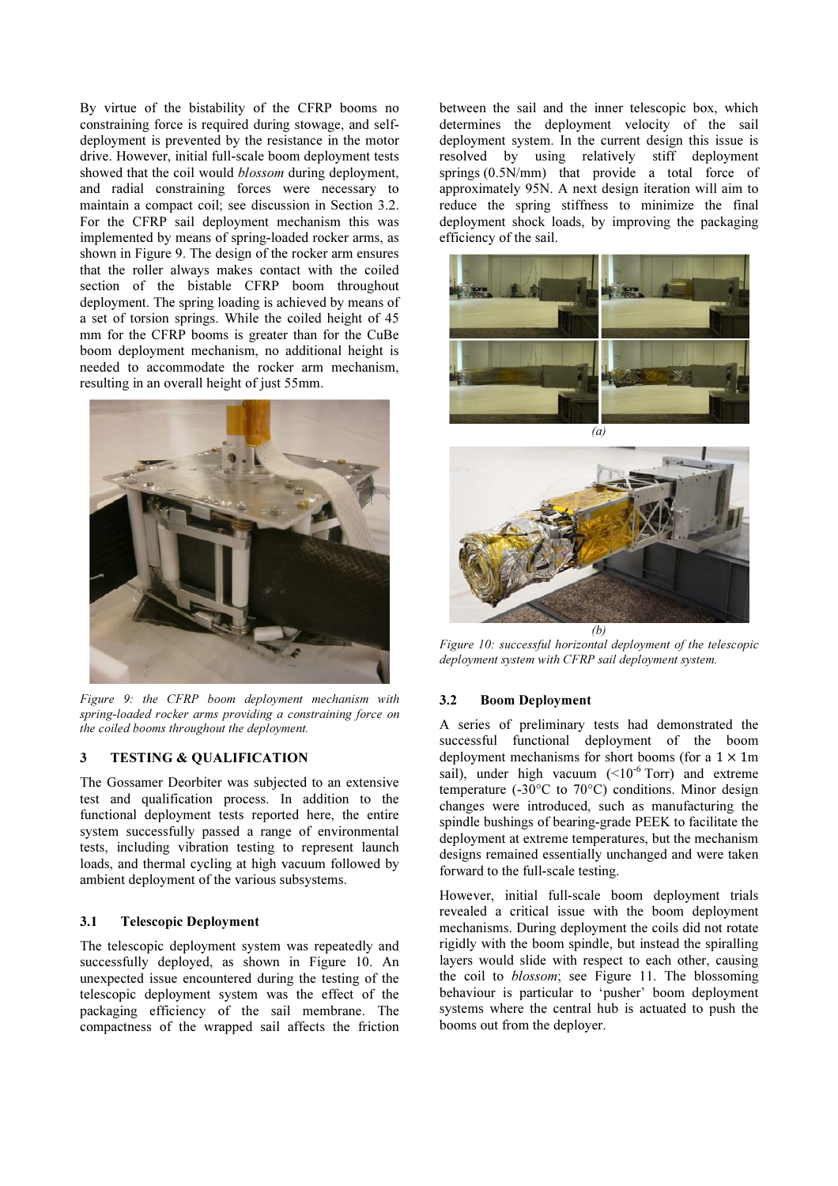By virtue of the bistability of the CFRP booms no constraining force is required during stowage, and self-deployment is prevented by the resistance in the motor drive. However, initial full-scale boom deployment tests showed that the coil would *blossom* during deployment, and radial constraining forces were necessary to maintain a compact coil; see discussion in Section 3.2. For the CFRP sail deployment mechanism this was implemented by means of spring-loaded rocker arms, as shown in Figure 9. The design of the rocker arm ensures that the roller always makes contact with the coiled section of the bistable CFRP boom throughout deployment. The spring loading is achieved by means of a set of torsion springs. While the coiled height of 45 mm for the CFRP booms is greater than for the CuBe boom deployment mechanism, no additional height is needed to accommodate the rocker arm mechanism, resulting in an overall height of just 55mm.

*Figure 9: the CFRP boom deployment mechanism with spring-loaded rocker arms providing a constraining force on the coiled booms throughout the deployment.*

## 3 TESTING & QUALIFICATION

The Gossamer Deorbiter was subjected to an extensive test and qualification process. In addition to the functional deployment tests reported here, the entire system successfully passed a range of environmental tests, including vibration testing to represent launch loads, and thermal cycling at high vacuum followed by ambient deployment of the various subsystems.

### 3.1 Telescopic Deployment

The telescopic deployment system was repeatedly and successfully deployed, as shown in Figure 10. An unexpected issue encountered during the testing of the telescopic deployment system was the effect of the packaging efficiency of the sail membrane. The compactness of the wrapped sail affects the friction between the sail and the inner telescopic box, which determines the deployment velocity of the sail deployment system. In the current design this issue is resolved by using relatively stiff deployment springs (0.5N/mm) that provide a total force of approximately 95N. A next design iteration will aim to reduce the spring stiffness to minimize the final deployment shock loads, by improving the packaging efficiency of the sail.

*(a)*

*(b)*

*Figure 10: successful horizontal deployment of the telescopic deployment system with CFRP sail deployment system.*

### 3.2 Boom Deployment

A series of preliminary tests had demonstrated the successful functional deployment of the boom deployment mechanisms for short booms (for a 1 × 1m sail), under high vacuum ($<10^{-6}$ Torr) and extreme temperature (-30°C to 70°C) conditions. Minor design changes were introduced, such as manufacturing the spindle bushings of bearing-grade PEEK to facilitate the deployment at extreme temperatures, but the mechanism designs remained essentially unchanged and were taken forward to the full-scale testing.

However, initial full-scale boom deployment trials revealed a critical issue with the boom deployment mechanisms. During deployment the coils did not rotate rigidly with the boom spindle, but instead the spiralling layers would slide with respect to each other, causing the coil to *blossom*; see Figure 11. The blossoming behaviour is particular to 'pusher' boom deployment systems where the central hub is actuated to push the booms out from the deployer.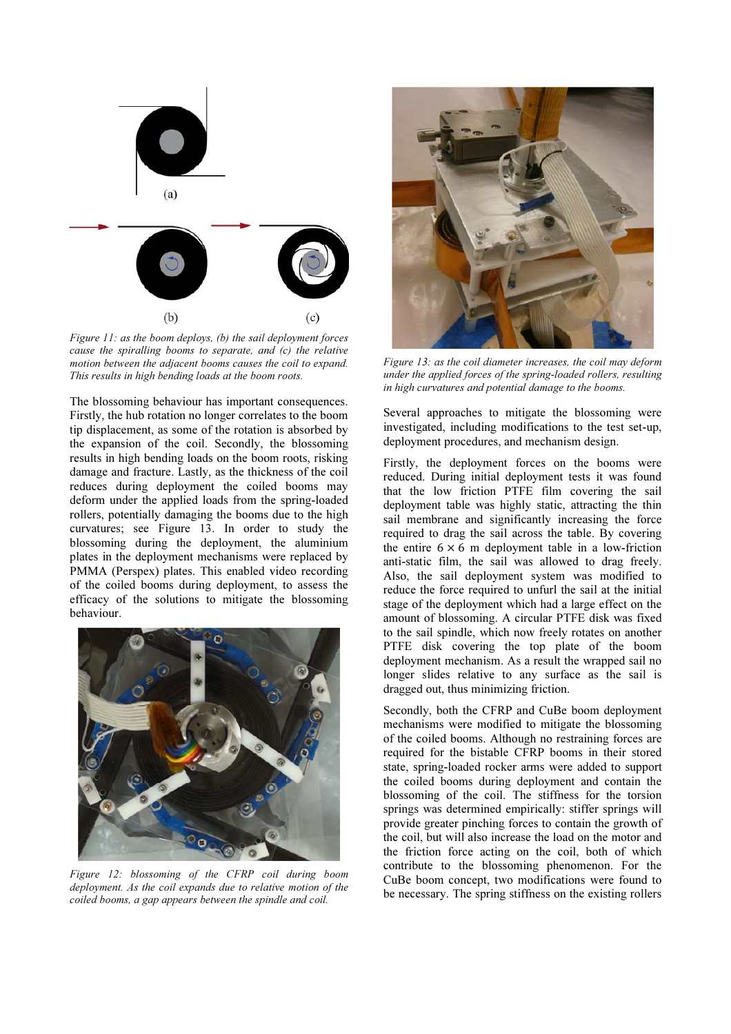Figure 11: as the boom deploys, (b) the sail deployment forces cause the spiralling booms to separate, and (c) the relative motion between the adjacent booms causes the coil to expand. This results in high bending loads at the boom roots.

The blossoming behaviour has important consequences. Firstly, the hub rotation no longer correlates to the boom tip displacement, as some of the rotation is absorbed by the expansion of the coil. Secondly, the blossoming results in high bending loads on the boom roots, risking damage and fracture. Lastly, as the thickness of the coil reduces during deployment the coiled booms may deform under the applied loads from the spring-loaded rollers, potentially damaging the booms due to the high curvatures; see Figure 13. In order to study the blossoming during the deployment, the aluminium plates in the deployment mechanisms were replaced by PMMA (Perspex) plates. This enabled video recording of the coiled booms during deployment, to assess the efficacy of the solutions to mitigate the blossoming behaviour.

Figure 12: blossoming of the CFRP coil during boom deployment. As the coil expands due to relative motion of the coiled booms, a gap appears between the spindle and coil.

Figure 13: as the coil diameter increases, the coil may deform under the applied forces of the spring-loaded rollers, resulting in high curvatures and potential damage to the booms.

Several approaches to mitigate the blossoming were investigated, including modifications to the test set-up, deployment procedures, and mechanism design.

Firstly, the deployment forces on the booms were reduced. During initial deployment tests it was found that the low friction PTFE film covering the sail deployment table was highly static, attracting the thin sail membrane and significantly increasing the force required to drag the sail across the table. By covering the entire $6 \times 6$ m deployment table in a low-friction anti-static film, the sail was allowed to drag freely. Also, the sail deployment system was modified to reduce the force required to unfurl the sail at the initial stage of the deployment which had a large effect on the amount of blossoming. A circular PTFE disk was fixed to the sail spindle, which now freely rotates on another PTFE disk covering the top plate of the boom deployment mechanism. As a result the wrapped sail no longer slides relative to any surface as the sail is dragged out, thus minimizing friction.

Secondly, both the CFRP and CuBe boom deployment mechanisms were modified to mitigate the blossoming of the coiled booms. Although no restraining forces are required for the bistable CFRP booms in their stored state, spring-loaded rocker arms were added to support the coiled booms during deployment and contain the blossoming of the coil. The stiffness for the torsion springs was determined empirically: stiffer springs will provide greater pinching forces to contain the growth of the coil, but will also increase the load on the motor and the friction force acting on the coil, both of which contribute to the blossoming phenomenon. For the CuBe boom concept, two modifications were found to be necessary. The spring stiffness on the existing rollers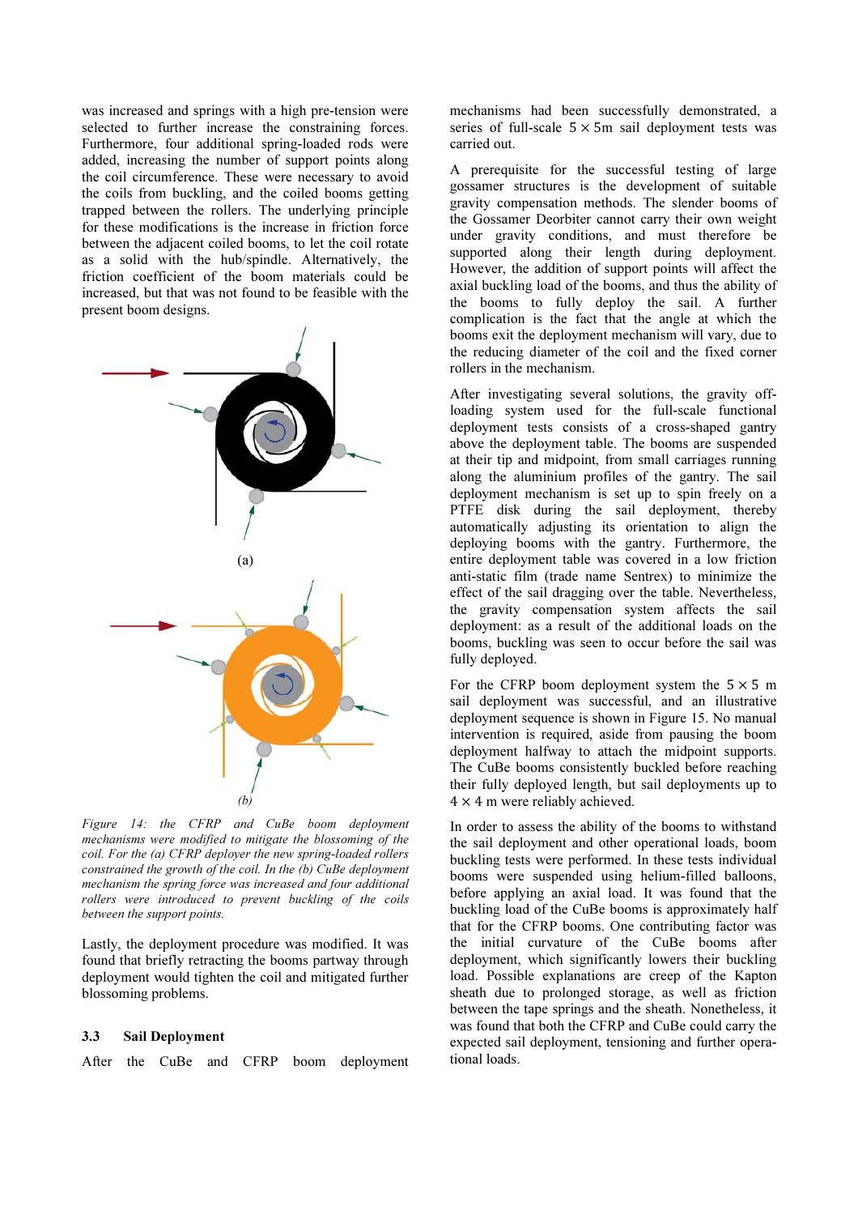was increased and springs with a high pre-tension were selected to further increase the constraining forces. Furthermore, four additional spring-loaded rods were added, increasing the number of support points along the coil circumference. These were necessary to avoid the coils from buckling, and the coiled booms getting trapped between the rollers. The underlying principle for these modifications is the increase in friction force between the adjacent coiled booms, to let the coil rotate as a solid with the hub/spindle. Alternatively, the friction coefficient of the boom materials could be increased, but that was not found to be feasible with the present boom designs.

(a)

(b)

*Figure 14: the CFRP and CuBe boom deployment mechanisms were modified to mitigate the blossoming of the coil. For the (a) CFRP deployer the new spring-loaded rollers constrained the growth of the coil. In the (b) CuBe deployment mechanism the spring force was increased and four additional rollers were introduced to prevent buckling of the coils between the support points.*

Lastly, the deployment procedure was modified. It was found that briefly retracting the booms partway through deployment would tighten the coil and mitigated further blossoming problems.

### 3.3 Sail Deployment

After the CuBe and CFRP boom deployment mechanisms had been successfully demonstrated, a series of full-scale $5 \times 5$m sail deployment tests was carried out.

A prerequisite for the successful testing of large gossamer structures is the development of suitable gravity compensation methods. The slender booms of the Gossamer Deorbiter cannot carry their own weight under gravity conditions, and must therefore be supported along their length during deployment. However, the addition of support points will affect the axial buckling load of the booms, and thus the ability of the booms to fully deploy the sail. A further complication is the fact that the angle at which the booms exit the deployment mechanism will vary, due to the reducing diameter of the coil and the fixed corner rollers in the mechanism.

After investigating several solutions, the gravity off-loading system used for the full-scale functional deployment tests consists of a cross-shaped gantry above the deployment table. The booms are suspended at their tip and midpoint, from small carriages running along the aluminium profiles of the gantry. The sail deployment mechanism is set up to spin freely on a PTFE disk during the sail deployment, thereby automatically adjusting its orientation to align the deploying booms with the gantry. Furthermore, the entire deployment table was covered in a low friction anti-static film (trade name Sentrex) to minimize the effect of the sail dragging over the table. Nevertheless, the gravity compensation system affects the sail deployment: as a result of the additional loads on the booms, buckling was seen to occur before the sail was fully deployed.

For the CFRP boom deployment system the $5 \times 5$ m sail deployment was successful, and an illustrative deployment sequence is shown in Figure 15. No manual intervention is required, aside from pausing the boom deployment halfway to attach the midpoint supports. The CuBe booms consistently buckled before reaching their fully deployed length, but sail deployments up to $4 \times 4$ m were reliably achieved.

In order to assess the ability of the booms to withstand the sail deployment and other operational loads, boom buckling tests were performed. In these tests individual booms were suspended using helium-filled balloons, before applying an axial load. It was found that the buckling load of the CuBe booms is approximately half that for the CFRP booms. One contributing factor was the initial curvature of the CuBe booms after deployment, which significantly lowers their buckling load. Possible explanations are creep of the Kapton sheath due to prolonged storage, as well as friction between the tape springs and the sheath. Nonetheless, it was found that both the CFRP and CuBe could carry the expected sail deployment, tensioning and further operational loads.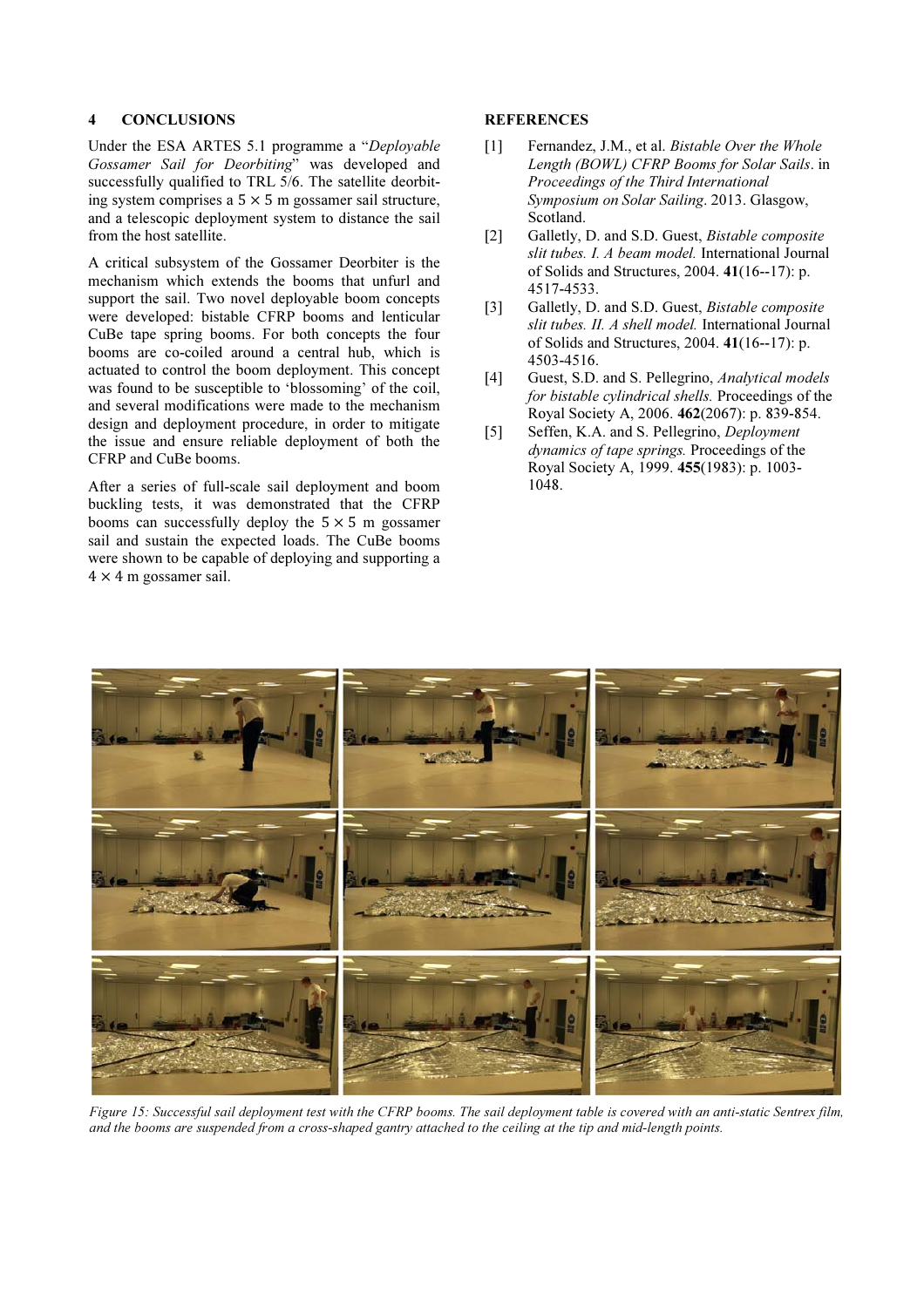## 4 CONCLUSIONS

Under the ESA ARTES 5.1 programme a "*Deployable Gossamer Sail for Deorbiting*" was developed and successfully qualified to TRL 5/6. The satellite deorbiting system comprises a 5 × 5 m gossamer sail structure, and a telescopic deployment system to distance the sail from the host satellite.

A critical subsystem of the Gossamer Deorbiter is the mechanism which extends the booms that unfurl and support the sail. Two novel deployable boom concepts were developed: bistable CFRP booms and lenticular CuBe tape spring booms. For both concepts the four booms are co-coiled around a central hub, which is actuated to control the boom deployment. This concept was found to be susceptible to 'blossoming' of the coil, and several modifications were made to the mechanism design and deployment procedure, in order to mitigate the issue and ensure reliable deployment of both the CFRP and CuBe booms.

After a series of full-scale sail deployment and boom buckling tests, it was demonstrated that the CFRP booms can successfully deploy the 5 × 5 m gossamer sail and sustain the expected loads. The CuBe booms were shown to be capable of deploying and supporting a 4 × 4 m gossamer sail.

## REFERENCES

[1] Fernandez, J.M., et al. *Bistable Over the Whole Length (BOWL) CFRP Booms for Solar Sails*. in *Proceedings of the Third International Symposium on Solar Sailing*. 2013. Glasgow, Scotland.

[2] Galletly, D. and S.D. Guest, *Bistable composite slit tubes. I. A beam model.* International Journal of Solids and Structures, 2004. **41**(16--17): p. 4517-4533.

[3] Galletly, D. and S.D. Guest, *Bistable composite slit tubes. II. A shell model.* International Journal of Solids and Structures, 2004. **41**(16--17): p. 4503-4516.

[4] Guest, S.D. and S. Pellegrino, *Analytical models for bistable cylindrical shells.* Proceedings of the Royal Society A, 2006. **462**(2067): p. 839-854.

[5] Seffen, K.A. and S. Pellegrino, *Deployment dynamics of tape springs.* Proceedings of the Royal Society A, 1999. **455**(1983): p. 1003-1048.

*Figure 15: Successful sail deployment test with the CFRP booms. The sail deployment table is covered with an anti-static Sentrex film, and the booms are suspended from a cross-shaped gantry attached to the ceiling at the tip and mid-length points.*